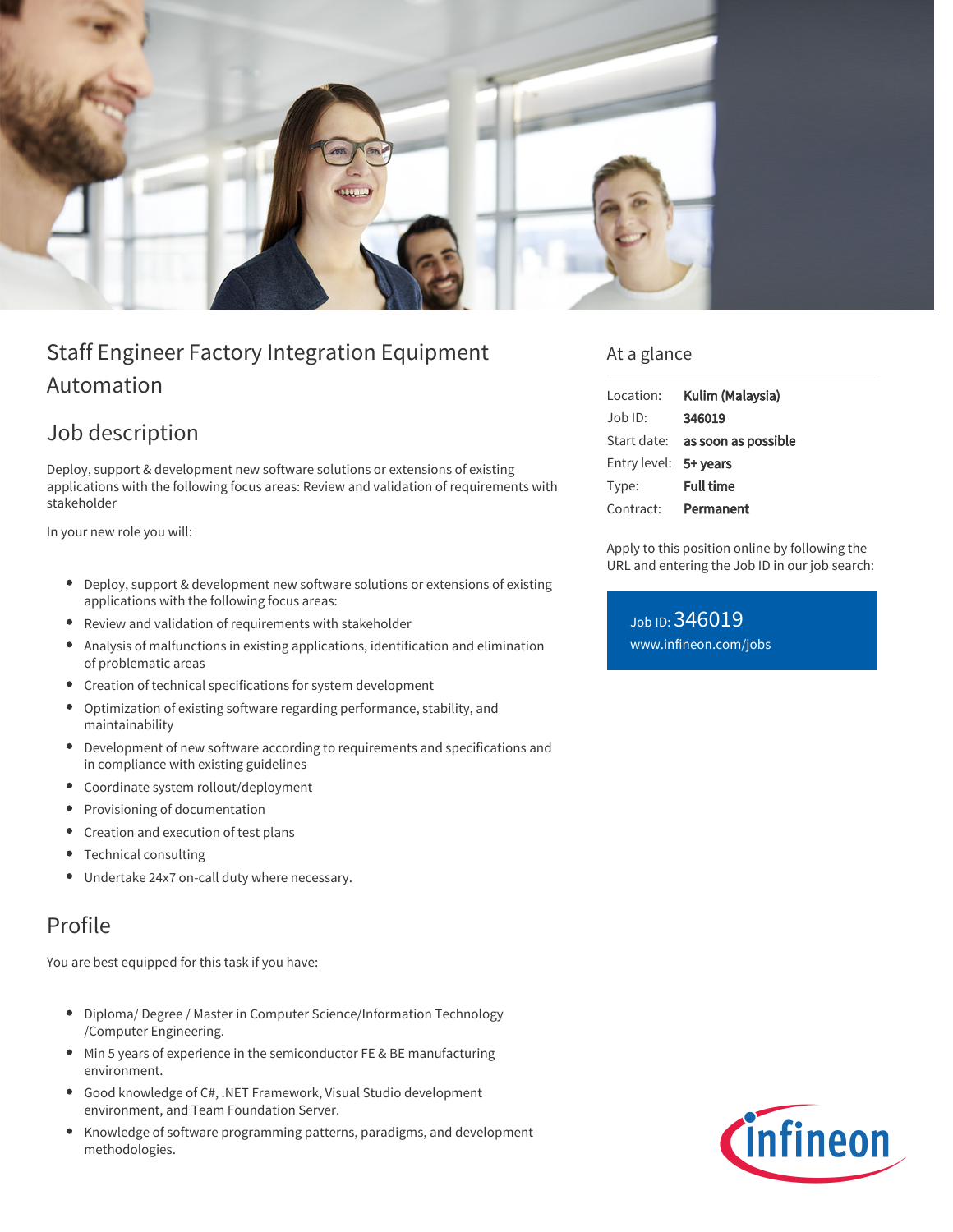# Staff Engineer Factory Integration Equipment Automation

## Job description

Deploy, support & development new software solutions or extensions of existing applications with the following focus areas: Review and validation of requirements with stakeholder

In your new role you will:

- Deploy, support & development new software solutions or extensions of existing applications with the following focus areas:
- Review and validation of requirements with stakeholder
- Analysis of malfunctions in existing applications, identification and elimination of problematic areas
- Creation of technical specifications for system development
- Optimization of existing software regarding performance, stability, and maintainability
- Development of new software according to requirements and specifications and in compliance with existing guidelines
- Coordinate system rollout/deployment
- Provisioning of documentation
- Creation and execution of test plans
- Technical consulting
- Undertake 24x7 on-call duty where necessary.

## Profile

You are best equipped for this task if you have:

- Diploma/ Degree / Master in Computer Science/Information Technology /Computer Engineering.
- Min 5 years of experience in the semiconductor FE & BE manufacturing environment.
- Good knowledge of C#, .NET Framework, Visual Studio development environment, and Team Foundation Server.
- Knowledge of software programming patterns, paradigms, and development methodologies.

## At a glance

| | |
|---|---|
| Location: | **Kulim (Malaysia)** |
| Job ID: | **346019** |
| Start date: | **as soon as possible** |
| Entry level: | **5+ years** |
| Type: | **Full time** |
| Contract: | **Permanent** |

Apply to this position online by following the URL and entering the Job ID in our job search:

Job ID: 346019
www.infineon.com/jobs

infineon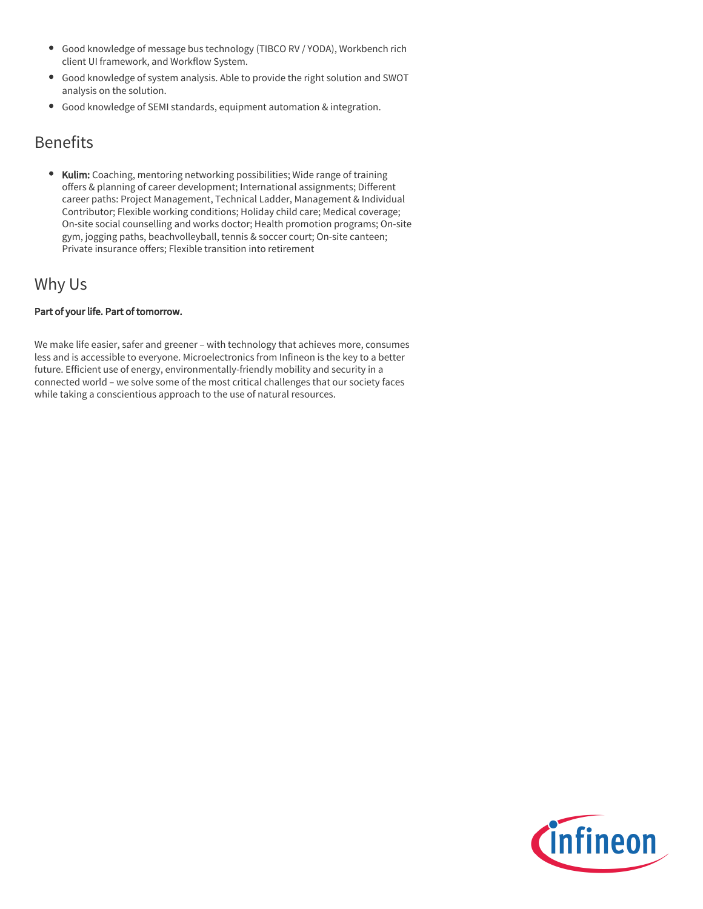- Good knowledge of message bus technology (TIBCO RV / YODA), Workbench rich client UI framework, and Workflow System.
- Good knowledge of system analysis. Able to provide the right solution and SWOT analysis on the solution.
- Good knowledge of SEMI standards, equipment automation & integration.

## Benefits

- **Kulim:** Coaching, mentoring networking possibilities; Wide range of training offers & planning of career development; International assignments; Different career paths: Project Management, Technical Ladder, Management & Individual Contributor; Flexible working conditions; Holiday child care; Medical coverage; On-site social counselling and works doctor; Health promotion programs; On-site gym, jogging paths, beachvolleyball, tennis & soccer court; On-site canteen; Private insurance offers; Flexible transition into retirement

## Why Us

**Part of your life. Part of tomorrow.**

We make life easier, safer and greener – with technology that achieves more, consumes less and is accessible to everyone. Microelectronics from Infineon is the key to a better future. Efficient use of energy, environmentally-friendly mobility and security in a connected world – we solve some of the most critical challenges that our society faces while taking a conscientious approach to the use of natural resources.